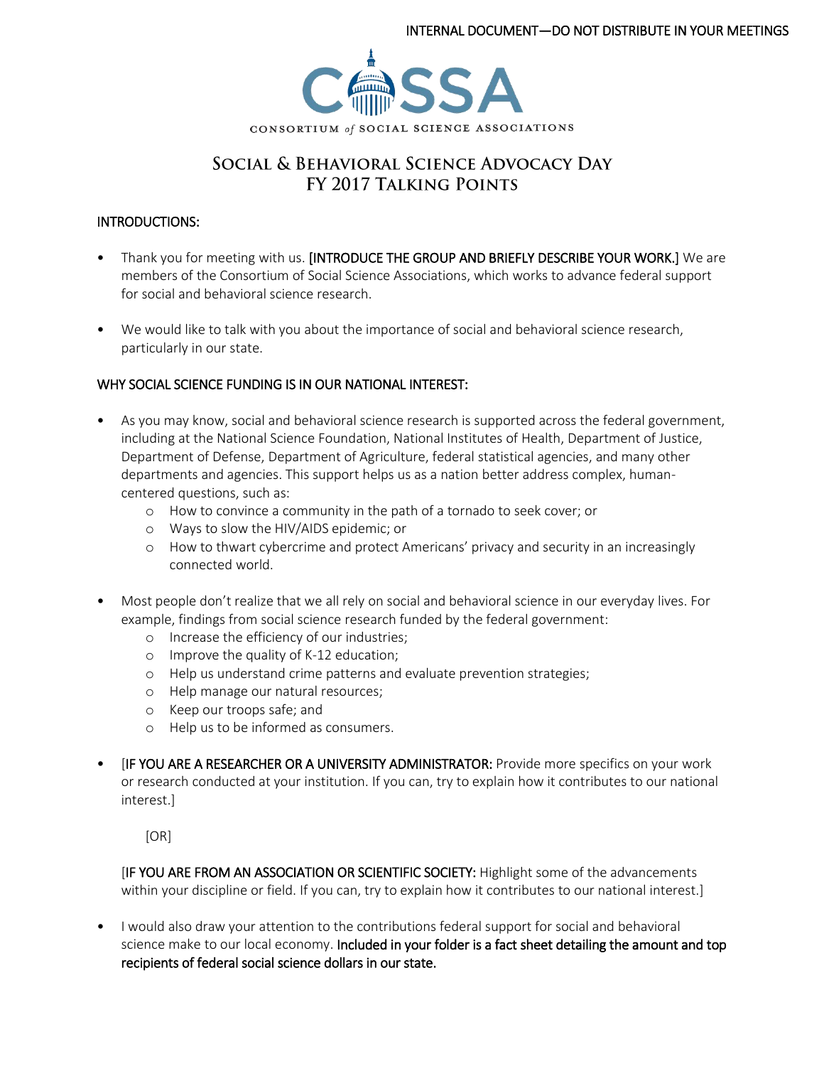INTERNAL DOCUMENT—DO NOT DISTRIBUTE IN YOUR MEETINGS

CONSORTIUM *of* SOCIAL SCIENCE ASSOCIATIONS

# Social & Behavioral Science Advocacy Day
# FY 2017 Talking Points

## INTRODUCTIONS:

- Thank you for meeting with us. [INTRODUCE THE GROUP AND BRIEFLY DESCRIBE YOUR WORK.] We are members of the Consortium of Social Science Associations, which works to advance federal support for social and behavioral science research.

- We would like to talk with you about the importance of social and behavioral science research, particularly in our state.

## WHY SOCIAL SCIENCE FUNDING IS IN OUR NATIONAL INTEREST:

- As you may know, social and behavioral science research is supported across the federal government, including at the National Science Foundation, National Institutes of Health, Department of Justice, Department of Defense, Department of Agriculture, federal statistical agencies, and many other departments and agencies. This support helps us as a nation better address complex, human-centered questions, such as:
    - How to convince a community in the path of a tornado to seek cover; or
    - Ways to slow the HIV/AIDS epidemic; or
    - How to thwart cybercrime and protect Americans' privacy and security in an increasingly connected world.

- Most people don't realize that we all rely on social and behavioral science in our everyday lives. For example, findings from social science research funded by the federal government:
    - Increase the efficiency of our industries;
    - Improve the quality of K-12 education;
    - Help us understand crime patterns and evaluate prevention strategies;
    - Help manage our natural resources;
    - Keep our troops safe; and
    - Help us to be informed as consumers.

- [IF YOU ARE A RESEARCHER OR A UNIVERSITY ADMINISTRATOR: Provide more specifics on your work or research conducted at your institution. If you can, try to explain how it contributes to our national interest.]

    [OR]

    [IF YOU ARE FROM AN ASSOCIATION OR SCIENTIFIC SOCIETY: Highlight some of the advancements within your discipline or field. If you can, try to explain how it contributes to our national interest.]

- I would also draw your attention to the contributions federal support for social and behavioral science make to our local economy. Included in your folder is a fact sheet detailing the amount and top recipients of federal social science dollars in our state.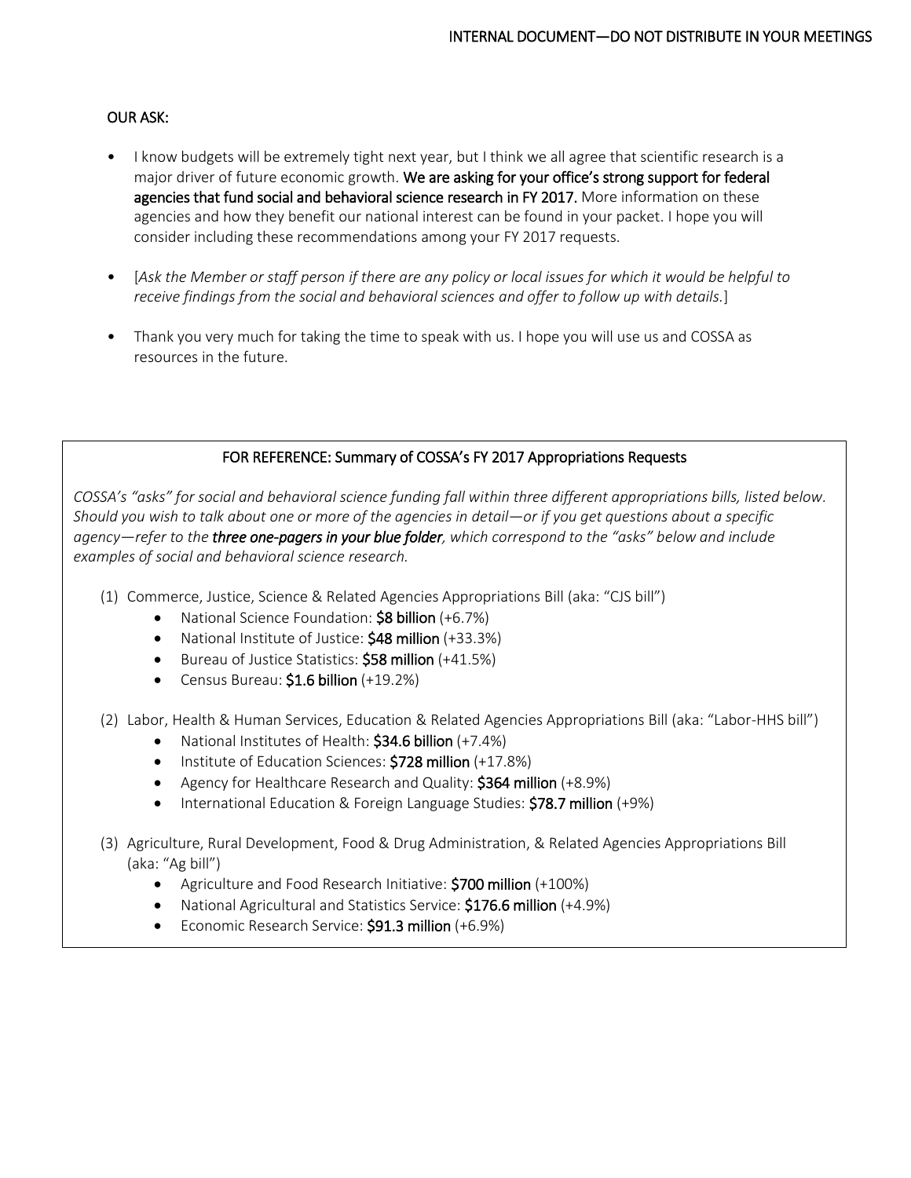INTERNAL DOCUMENT—DO NOT DISTRIBUTE IN YOUR MEETINGS

## OUR ASK:

- I know budgets will be extremely tight next year, but I think we all agree that scientific research is a major driver of future economic growth. **We are asking for your office's strong support for federal agencies that fund social and behavioral science research in FY 2017.** More information on these agencies and how they benefit our national interest can be found in your packet. I hope you will consider including these recommendations among your FY 2017 requests.

- [*Ask the Member or staff person if there are any policy or local issues for which it would be helpful to receive findings from the social and behavioral sciences and offer to follow up with details.*]

- Thank you very much for taking the time to speak with us. I hope you will use us and COSSA as resources in the future.

### FOR REFERENCE: Summary of COSSA's FY 2017 Appropriations Requests

*COSSA's "asks" for social and behavioral science funding fall within three different appropriations bills, listed below. Should you wish to talk about one or more of the agencies in detail—or if you get questions about a specific agency—refer to the **three one-pagers in your blue folder**, which correspond to the "asks" below and include examples of social and behavioral science research.*

(1) Commerce, Justice, Science & Related Agencies Appropriations Bill (aka: "CJS bill")
- National Science Foundation: **$8 billion** (+6.7%)
- National Institute of Justice: **$48 million** (+33.3%)
- Bureau of Justice Statistics: **$58 million** (+41.5%)
- Census Bureau: **$1.6 billion** (+19.2%)

(2) Labor, Health & Human Services, Education & Related Agencies Appropriations Bill (aka: "Labor-HHS bill")
- National Institutes of Health: **$34.6 billion** (+7.4%)
- Institute of Education Sciences: **$728 million** (+17.8%)
- Agency for Healthcare Research and Quality: **$364 million** (+8.9%)
- International Education & Foreign Language Studies: **$78.7 million** (+9%)

(3) Agriculture, Rural Development, Food & Drug Administration, & Related Agencies Appropriations Bill (aka: "Ag bill")
- Agriculture and Food Research Initiative: **$700 million** (+100%)
- National Agricultural and Statistics Service: **$176.6 million** (+4.9%)
- Economic Research Service: **$91.3 million** (+6.9%)